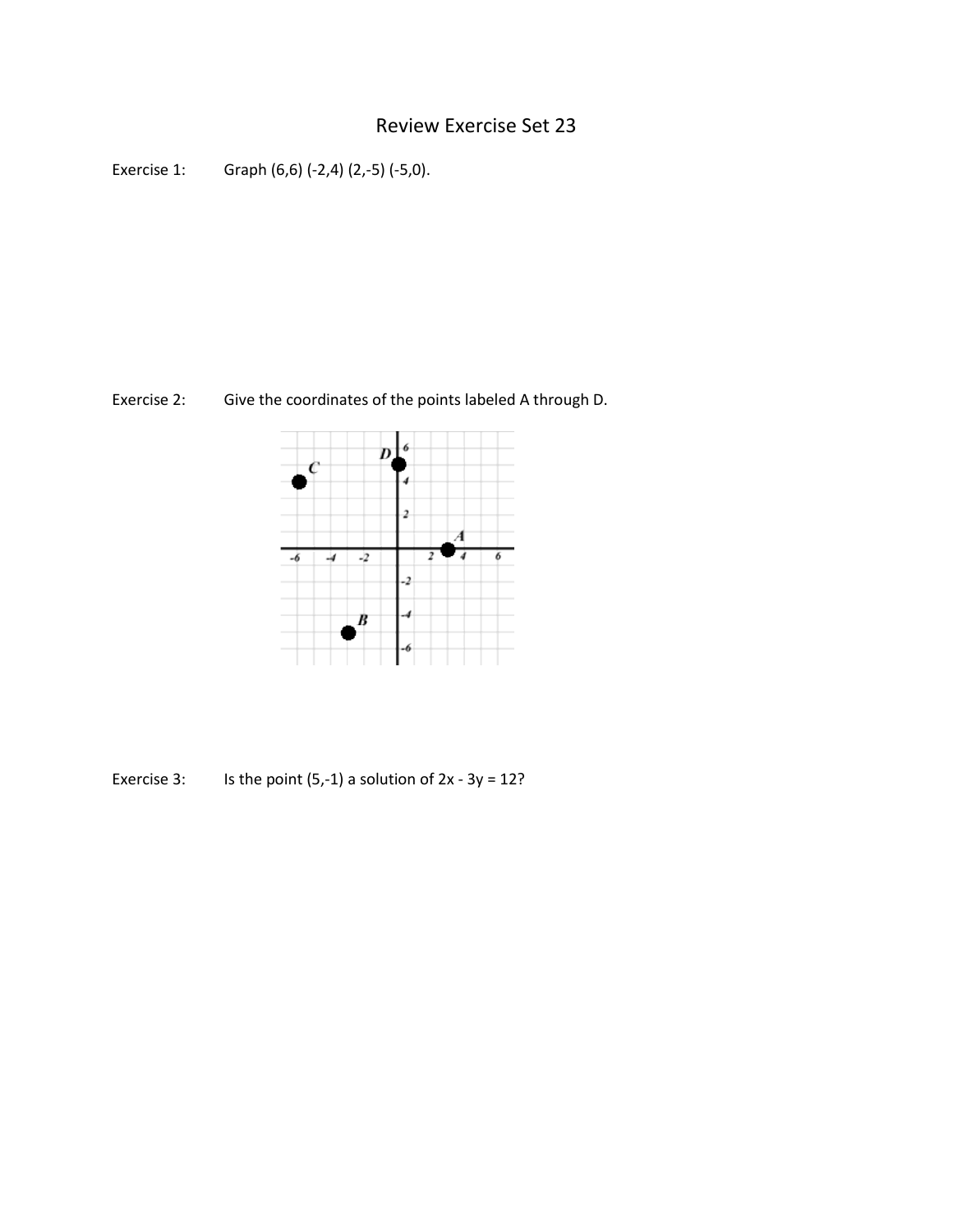# Review Exercise Set 23

Exercise 1: Graph (6,6) (-2,4) (2,-5) (-5,0).

Exercise 2: Give the coordinates of the points labeled A through D.

Exercise 3: Is the point (5,-1) a solution of $2x - 3y = 12$?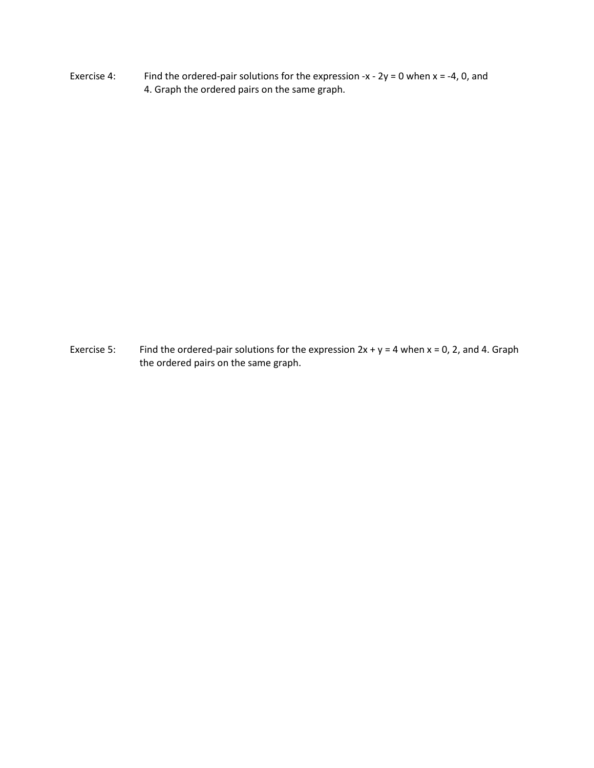Exercise 4: Find the ordered-pair solutions for the expression $-x - 2y = 0$ when $x = -4$, $0$, and $4$. Graph the ordered pairs on the same graph.

Exercise 5: Find the ordered-pair solutions for the expression $2x + y = 4$ when $x = 0$, $2$, and $4$. Graph the ordered pairs on the same graph.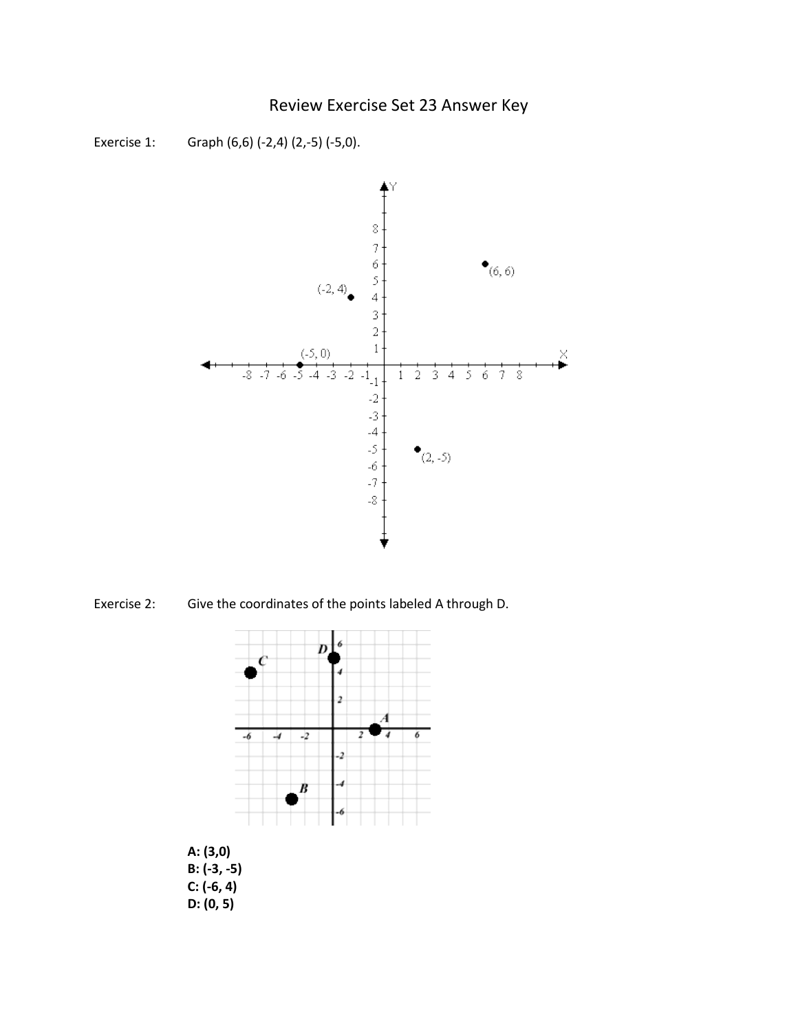# Review Exercise Set 23 Answer Key

Exercise 1: Graph (6,6) (-2,4) (2,-5) (-5,0).

Exercise 2: Give the coordinates of the points labeled A through D.

**A: (3,0)**
**B: (-3, -5)**
**C: (-6, 4)**
**D: (0, 5)**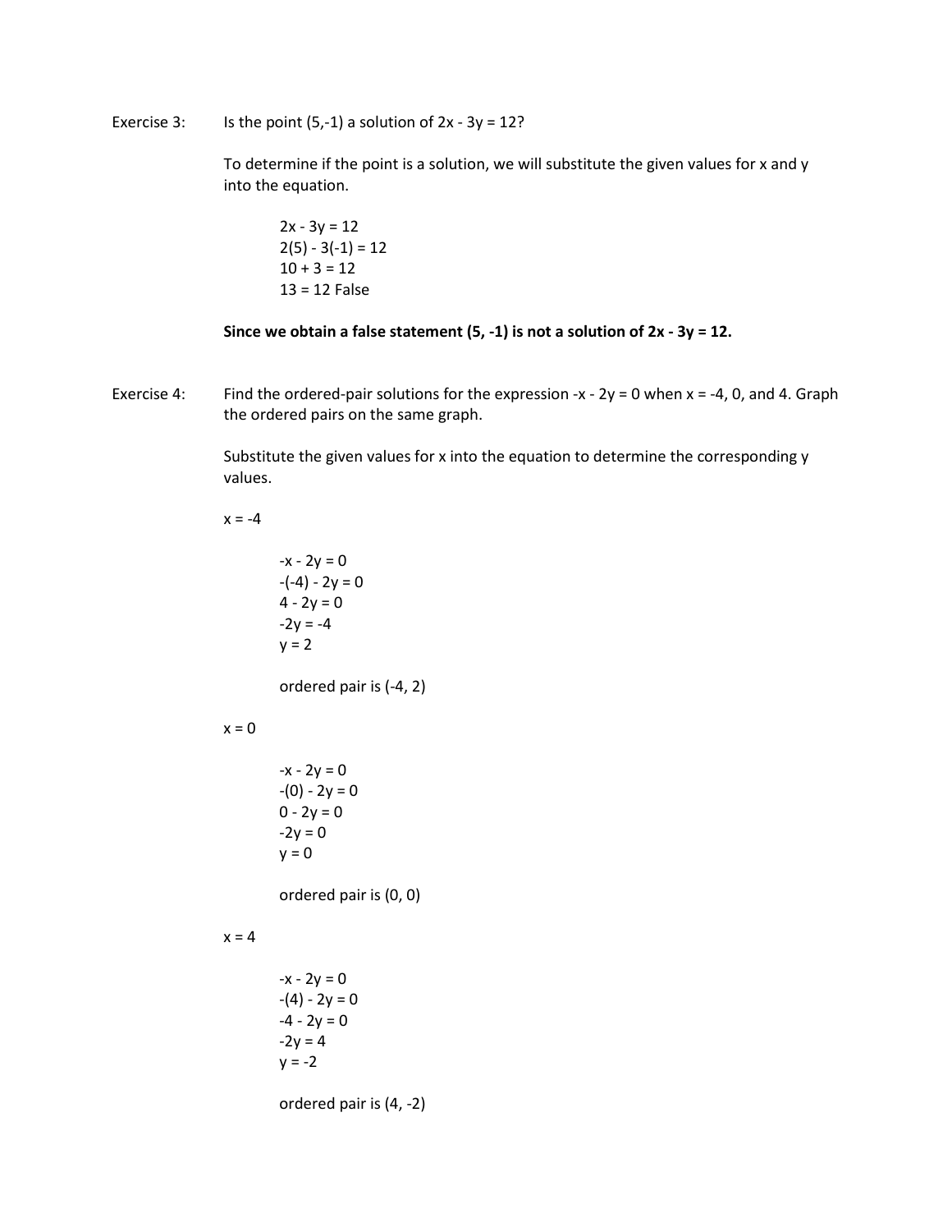Exercise 3: Is the point $(5,-1)$ a solution of $2x - 3y = 12$?

To determine if the point is a solution, we will substitute the given values for x and y into the equation.

$$2x - 3y = 12$$
$$2(5) - 3(-1) = 12$$
$$10 + 3 = 12$$
$$13 = 12 \text{ False}$$

**Since we obtain a false statement (5, -1) is not a solution of $2x - 3y = 12$.**

Exercise 4: Find the ordered-pair solutions for the expression $-x - 2y = 0$ when $x = -4$, 0, and 4. Graph the ordered pairs on the same graph.

Substitute the given values for x into the equation to determine the corresponding y values.

$x = -4$

$$-x - 2y = 0$$
$$-(-4) - 2y = 0$$
$$4 - 2y = 0$$
$$-2y = -4$$
$$y = 2$$

ordered pair is $(-4, 2)$

$x = 0$

$$-x - 2y = 0$$
$$-(0) - 2y = 0$$
$$0 - 2y = 0$$
$$-2y = 0$$
$$y = 0$$

ordered pair is $(0, 0)$

$x = 4$

$$-x - 2y = 0$$
$$-(4) - 2y = 0$$
$$-4 - 2y = 0$$
$$-2y = 4$$
$$y = -2$$

ordered pair is $(4, -2)$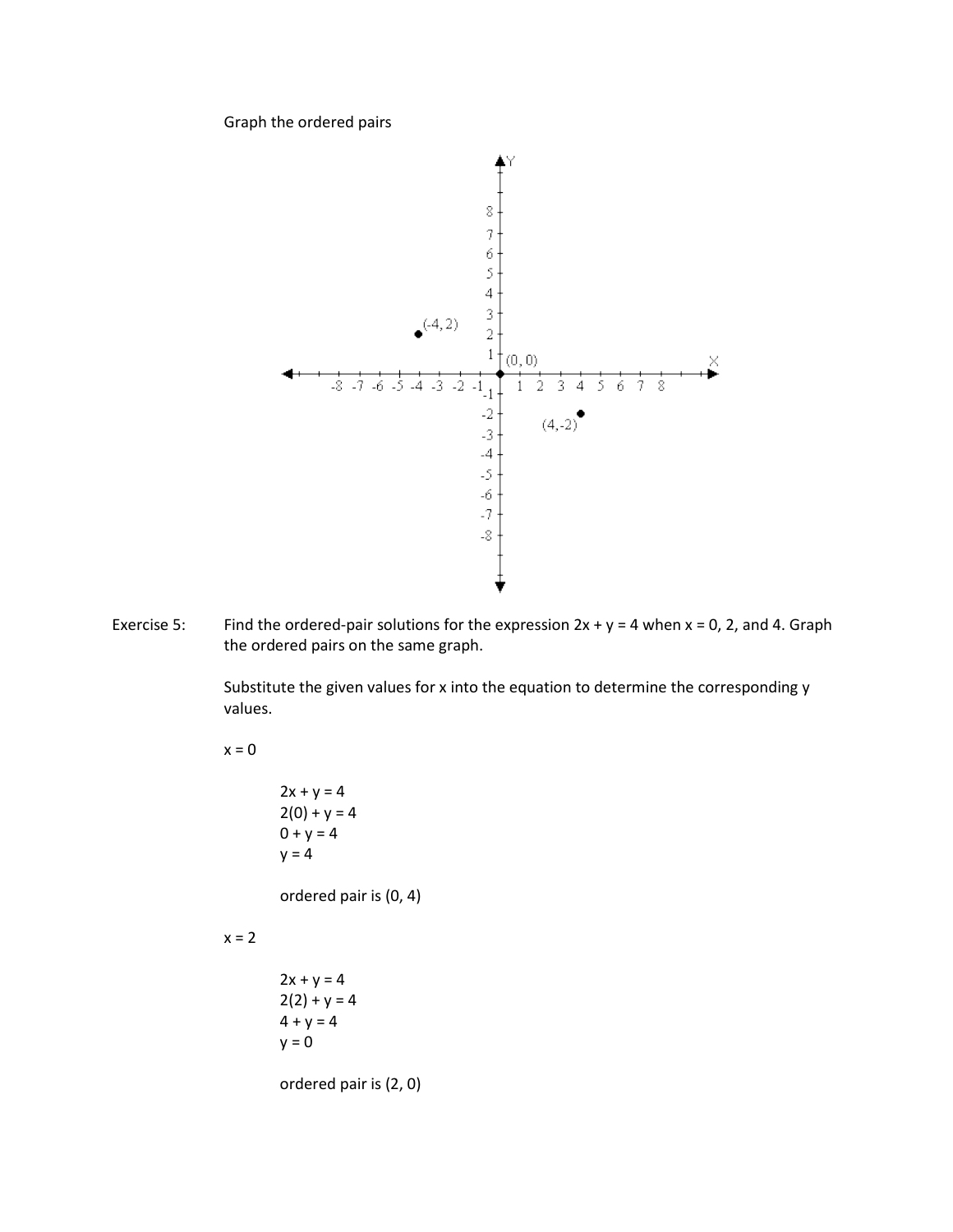Graph the ordered pairs

Exercise 5: Find the ordered-pair solutions for the expression $2x + y = 4$ when $x = 0$, 2, and 4. Graph the ordered pairs on the same graph.

Substitute the given values for x into the equation to determine the corresponding y values.

$x = 0$

$$2x + y = 4$$
$$2(0) + y = 4$$
$$0 + y = 4$$
$$y = 4$$

ordered pair is (0, 4)

$x = 2$

$$2x + y = 4$$
$$2(2) + y = 4$$
$$4 + y = 4$$
$$y = 0$$

ordered pair is (2, 0)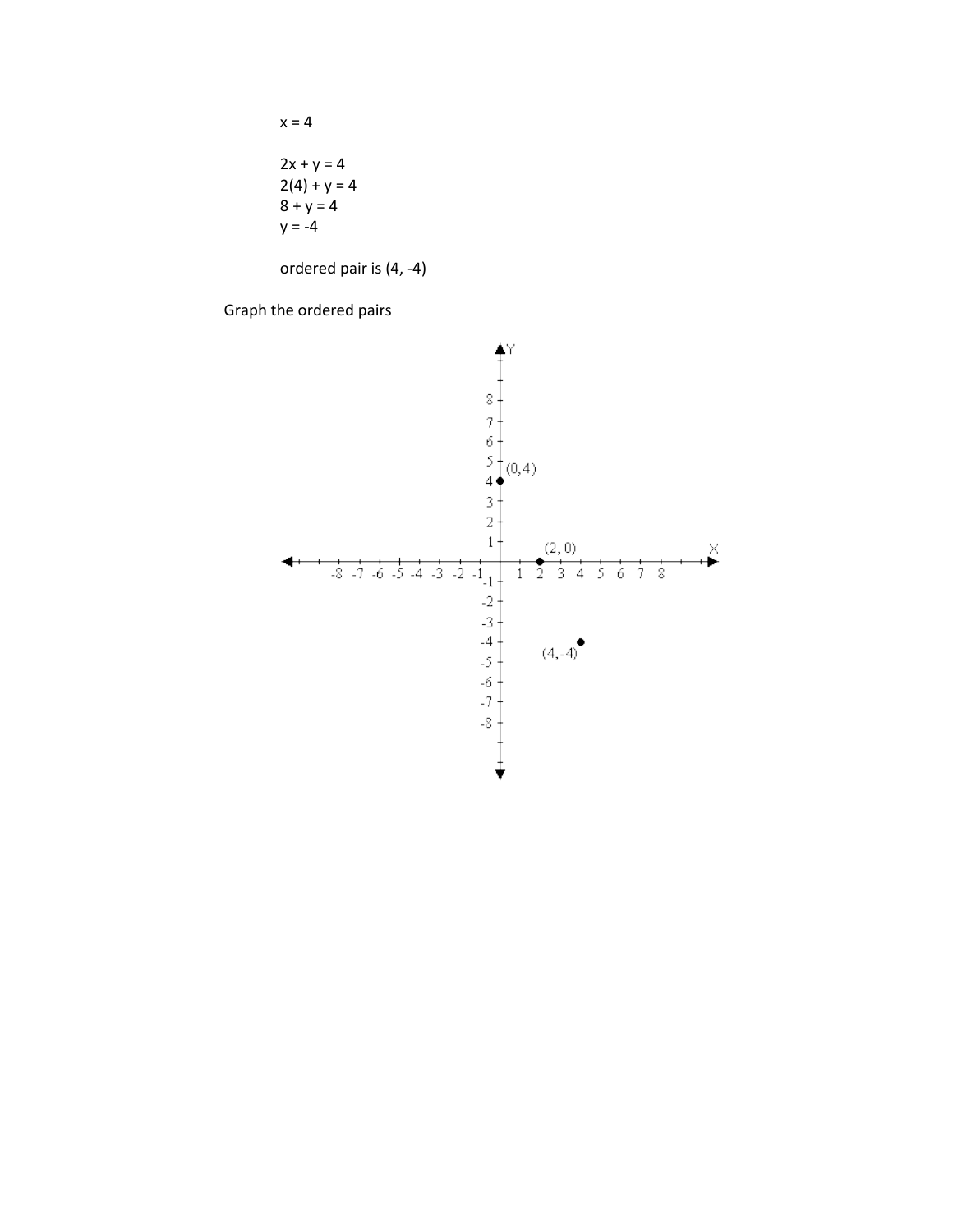$x = 4$

$2x + y = 4$
$2(4) + y = 4$
$8 + y = 4$
$y = -4$

ordered pair is (4, -4)

Graph the ordered pairs

Y
X
8
7
6
5
4
3
2
1
-1
-2
-3
-4
-5
-6
-7
-8
-8 -7 -6 -5 -4 -3 -2 -1
1 2 3 4 5 6 7 8
(0,4)
(2, 0)
(4,-4)